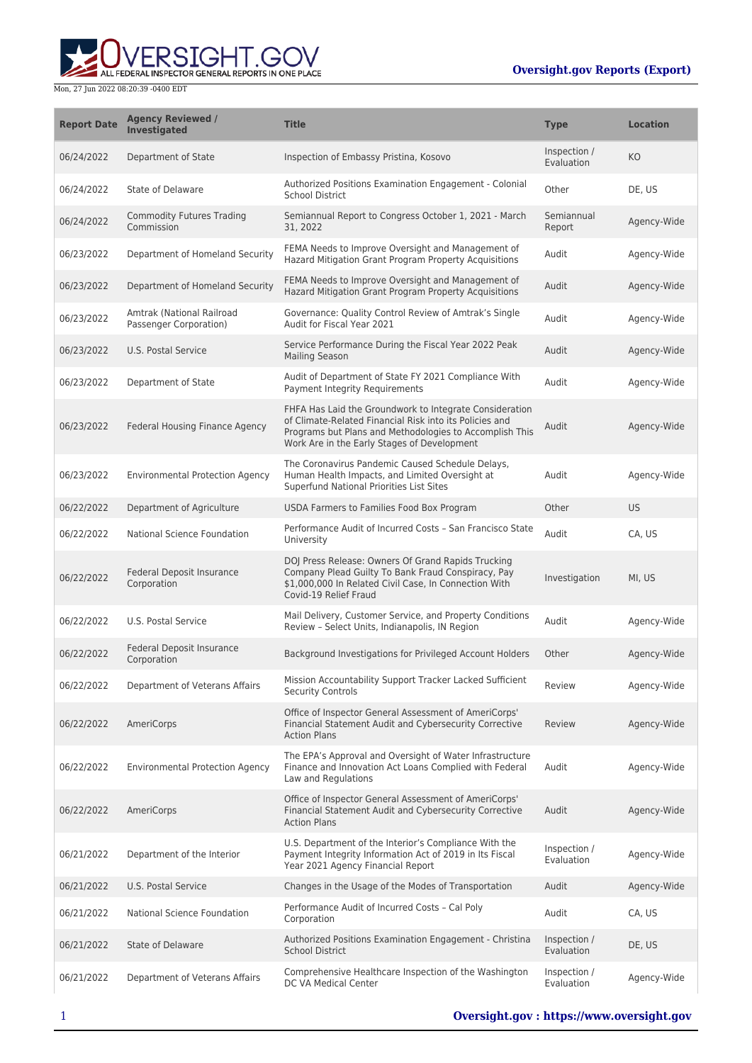Mon, 27 Jun 2022 08:20:39 -0400 EDT

**Oversight.gov Reports (Export)**

| Report Date | Agency Reviewed / Investigated | Title | Type | Location |
| --- | --- | --- | --- | --- |
| 06/24/2022 | Department of State | Inspection of Embassy Pristina, Kosovo | Inspection / Evaluation | KO |
| 06/24/2022 | State of Delaware | Authorized Positions Examination Engagement - Colonial School District | Other | DE, US |
| 06/24/2022 | Commodity Futures Trading Commission | Semiannual Report to Congress October 1, 2021 - March 31, 2022 | Semiannual Report | Agency-Wide |
| 06/23/2022 | Department of Homeland Security | FEMA Needs to Improve Oversight and Management of Hazard Mitigation Grant Program Property Acquisitions | Audit | Agency-Wide |
| 06/23/2022 | Department of Homeland Security | FEMA Needs to Improve Oversight and Management of Hazard Mitigation Grant Program Property Acquisitions | Audit | Agency-Wide |
| 06/23/2022 | Amtrak (National Railroad Passenger Corporation) | Governance: Quality Control Review of Amtrak's Single Audit for Fiscal Year 2021 | Audit | Agency-Wide |
| 06/23/2022 | U.S. Postal Service | Service Performance During the Fiscal Year 2022 Peak Mailing Season | Audit | Agency-Wide |
| 06/23/2022 | Department of State | Audit of Department of State FY 2021 Compliance With Payment Integrity Requirements | Audit | Agency-Wide |
| 06/23/2022 | Federal Housing Finance Agency | FHFA Has Laid the Groundwork to Integrate Consideration of Climate-Related Financial Risk into its Policies and Programs but Plans and Methodologies to Accomplish This Work Are in the Early Stages of Development | Audit | Agency-Wide |
| 06/23/2022 | Environmental Protection Agency | The Coronavirus Pandemic Caused Schedule Delays, Human Health Impacts, and Limited Oversight at Superfund National Priorities List Sites | Audit | Agency-Wide |
| 06/22/2022 | Department of Agriculture | USDA Farmers to Families Food Box Program | Other | US |
| 06/22/2022 | National Science Foundation | Performance Audit of Incurred Costs – San Francisco State University | Audit | CA, US |
| 06/22/2022 | Federal Deposit Insurance Corporation | DOJ Press Release: Owners Of Grand Rapids Trucking Company Plead Guilty To Bank Fraud Conspiracy, Pay $1,000,000 In Related Civil Case, In Connection With Covid-19 Relief Fraud | Investigation | MI, US |
| 06/22/2022 | U.S. Postal Service | Mail Delivery, Customer Service, and Property Conditions Review – Select Units, Indianapolis, IN Region | Audit | Agency-Wide |
| 06/22/2022 | Federal Deposit Insurance Corporation | Background Investigations for Privileged Account Holders | Other | Agency-Wide |
| 06/22/2022 | Department of Veterans Affairs | Mission Accountability Support Tracker Lacked Sufficient Security Controls | Review | Agency-Wide |
| 06/22/2022 | AmeriCorps | Office of Inspector General Assessment of AmeriCorps' Financial Statement Audit and Cybersecurity Corrective Action Plans | Review | Agency-Wide |
| 06/22/2022 | Environmental Protection Agency | The EPA's Approval and Oversight of Water Infrastructure Finance and Innovation Act Loans Complied with Federal Law and Regulations | Audit | Agency-Wide |
| 06/22/2022 | AmeriCorps | Office of Inspector General Assessment of AmeriCorps' Financial Statement Audit and Cybersecurity Corrective Action Plans | Audit | Agency-Wide |
| 06/21/2022 | Department of the Interior | U.S. Department of the Interior's Compliance With the Payment Integrity Information Act of 2019 in Its Fiscal Year 2021 Agency Financial Report | Inspection / Evaluation | Agency-Wide |
| 06/21/2022 | U.S. Postal Service | Changes in the Usage of the Modes of Transportation | Audit | Agency-Wide |
| 06/21/2022 | National Science Foundation | Performance Audit of Incurred Costs – Cal Poly Corporation | Audit | CA, US |
| 06/21/2022 | State of Delaware | Authorized Positions Examination Engagement - Christina School District | Inspection / Evaluation | DE, US |
| 06/21/2022 | Department of Veterans Affairs | Comprehensive Healthcare Inspection of the Washington DC VA Medical Center | Inspection / Evaluation | Agency-Wide |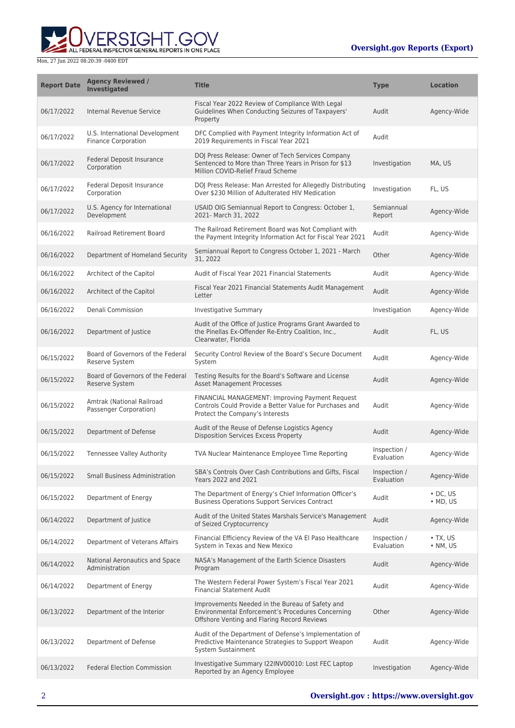| Report Date | Agency Reviewed / Investigated | Title | Type | Location |
| --- | --- | --- | --- | --- |
| 06/17/2022 | Internal Revenue Service | Fiscal Year 2022 Review of Compliance With Legal Guidelines When Conducting Seizures of Taxpayers' Property | Audit | Agency-Wide |
| 06/17/2022 | U.S. International Development Finance Corporation | DFC Complied with Payment Integrity Information Act of 2019 Requirements in Fiscal Year 2021 | Audit | |
| 06/17/2022 | Federal Deposit Insurance Corporation | DOJ Press Release: Owner of Tech Services Company Sentenced to More than Three Years in Prison for $13 Million COVID-Relief Fraud Scheme | Investigation | MA, US |
| 06/17/2022 | Federal Deposit Insurance Corporation | DOJ Press Release: Man Arrested for Allegedly Distributing Over $230 Million of Adulterated HIV Medication | Investigation | FL, US |
| 06/17/2022 | U.S. Agency for International Development | USAID OIG Semiannual Report to Congress: October 1, 2021- March 31, 2022 | Semiannual Report | Agency-Wide |
| 06/16/2022 | Railroad Retirement Board | The Railroad Retirement Board was Not Compliant with the Payment Integrity Information Act for Fiscal Year 2021 | Audit | Agency-Wide |
| 06/16/2022 | Department of Homeland Security | Semiannual Report to Congress October 1, 2021 - March 31, 2022 | Other | Agency-Wide |
| 06/16/2022 | Architect of the Capitol | Audit of Fiscal Year 2021 Financial Statements | Audit | Agency-Wide |
| 06/16/2022 | Architect of the Capitol | Fiscal Year 2021 Financial Statements Audit Management Letter | Audit | Agency-Wide |
| 06/16/2022 | Denali Commission | Investigative Summary | Investigation | Agency-Wide |
| 06/16/2022 | Department of Justice | Audit of the Office of Justice Programs Grant Awarded to the Pinellas Ex-Offender Re-Entry Coalition, Inc., Clearwater, Florida | Audit | FL, US |
| 06/15/2022 | Board of Governors of the Federal Reserve System | Security Control Review of the Board's Secure Document System | Audit | Agency-Wide |
| 06/15/2022 | Board of Governors of the Federal Reserve System | Testing Results for the Board's Software and License Asset Management Processes | Audit | Agency-Wide |
| 06/15/2022 | Amtrak (National Railroad Passenger Corporation) | FINANCIAL MANAGEMENT: Improving Payment Request Controls Could Provide a Better Value for Purchases and Protect the Company's Interests | Audit | Agency-Wide |
| 06/15/2022 | Department of Defense | Audit of the Reuse of Defense Logistics Agency Disposition Services Excess Property | Audit | Agency-Wide |
| 06/15/2022 | Tennessee Valley Authority | TVA Nuclear Maintenance Employee Time Reporting | Inspection / Evaluation | Agency-Wide |
| 06/15/2022 | Small Business Administration | SBA's Controls Over Cash Contributions and Gifts, Fiscal Years 2022 and 2021 | Inspection / Evaluation | Agency-Wide |
| 06/15/2022 | Department of Energy | The Department of Energy's Chief Information Officer's Business Operations Support Services Contract | Audit | • DC, US • MD, US |
| 06/14/2022 | Department of Justice | Audit of the United States Marshals Service's Management of Seized Cryptocurrency | Audit | Agency-Wide |
| 06/14/2022 | Department of Veterans Affairs | Financial Efficiency Review of the VA El Paso Healthcare System in Texas and New Mexico | Inspection / Evaluation | • TX, US • NM, US |
| 06/14/2022 | National Aeronautics and Space Administration | NASA's Management of the Earth Science Disasters Program | Audit | Agency-Wide |
| 06/14/2022 | Department of Energy | The Western Federal Power System's Fiscal Year 2021 Financial Statement Audit | Audit | Agency-Wide |
| 06/13/2022 | Department of the Interior | Improvements Needed in the Bureau of Safety and Environmental Enforcement's Procedures Concerning Offshore Venting and Flaring Record Reviews | Other | Agency-Wide |
| 06/13/2022 | Department of Defense | Audit of the Department of Defense's Implementation of Predictive Maintenance Strategies to Support Weapon System Sustainment | Audit | Agency-Wide |
| 06/13/2022 | Federal Election Commission | Investigative Summary I22INV00010: Lost FEC Laptop Reported by an Agency Employee | Investigation | Agency-Wide |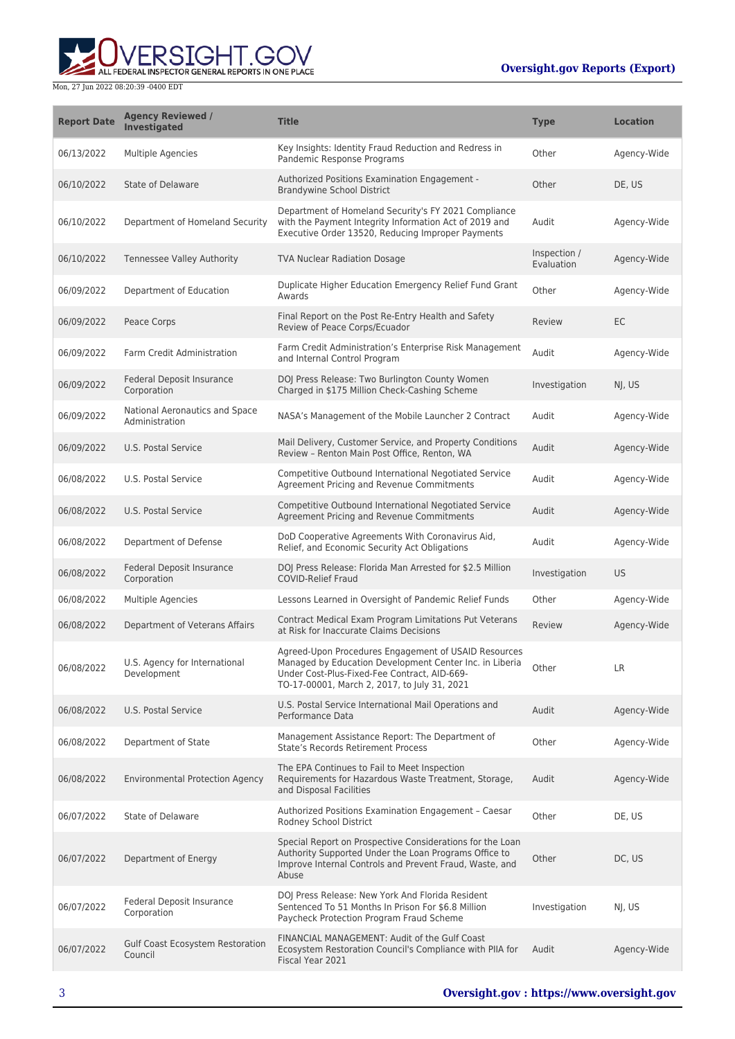| Report Date | Agency Reviewed / Investigated | Title | Type | Location |
| --- | --- | --- | --- | --- |
| 06/13/2022 | Multiple Agencies | Key Insights: Identity Fraud Reduction and Redress in Pandemic Response Programs | Other | Agency-Wide |
| 06/10/2022 | State of Delaware | Authorized Positions Examination Engagement - Brandywine School District | Other | DE, US |
| 06/10/2022 | Department of Homeland Security | Department of Homeland Security's FY 2021 Compliance with the Payment Integrity Information Act of 2019 and Executive Order 13520, Reducing Improper Payments | Audit | Agency-Wide |
| 06/10/2022 | Tennessee Valley Authority | TVA Nuclear Radiation Dosage | Inspection / Evaluation | Agency-Wide |
| 06/09/2022 | Department of Education | Duplicate Higher Education Emergency Relief Fund Grant Awards | Other | Agency-Wide |
| 06/09/2022 | Peace Corps | Final Report on the Post Re-Entry Health and Safety Review of Peace Corps/Ecuador | Review | EC |
| 06/09/2022 | Farm Credit Administration | Farm Credit Administration's Enterprise Risk Management and Internal Control Program | Audit | Agency-Wide |
| 06/09/2022 | Federal Deposit Insurance Corporation | DOJ Press Release: Two Burlington County Women Charged in $175 Million Check-Cashing Scheme | Investigation | NJ, US |
| 06/09/2022 | National Aeronautics and Space Administration | NASA's Management of the Mobile Launcher 2 Contract | Audit | Agency-Wide |
| 06/09/2022 | U.S. Postal Service | Mail Delivery, Customer Service, and Property Conditions Review – Renton Main Post Office, Renton, WA | Audit | Agency-Wide |
| 06/08/2022 | U.S. Postal Service | Competitive Outbound International Negotiated Service Agreement Pricing and Revenue Commitments | Audit | Agency-Wide |
| 06/08/2022 | U.S. Postal Service | Competitive Outbound International Negotiated Service Agreement Pricing and Revenue Commitments | Audit | Agency-Wide |
| 06/08/2022 | Department of Defense | DoD Cooperative Agreements With Coronavirus Aid, Relief, and Economic Security Act Obligations | Audit | Agency-Wide |
| 06/08/2022 | Federal Deposit Insurance Corporation | DOJ Press Release: Florida Man Arrested for $2.5 Million COVID-Relief Fraud | Investigation | US |
| 06/08/2022 | Multiple Agencies | Lessons Learned in Oversight of Pandemic Relief Funds | Other | Agency-Wide |
| 06/08/2022 | Department of Veterans Affairs | Contract Medical Exam Program Limitations Put Veterans at Risk for Inaccurate Claims Decisions | Review | Agency-Wide |
| 06/08/2022 | U.S. Agency for International Development | Agreed-Upon Procedures Engagement of USAID Resources Managed by Education Development Center Inc. in Liberia Under Cost-Plus-Fixed-Fee Contract, AID-669-TO-17-00001, March 2, 2017, to July 31, 2021 | Other | LR |
| 06/08/2022 | U.S. Postal Service | U.S. Postal Service International Mail Operations and Performance Data | Audit | Agency-Wide |
| 06/08/2022 | Department of State | Management Assistance Report: The Department of State's Records Retirement Process | Other | Agency-Wide |
| 06/08/2022 | Environmental Protection Agency | The EPA Continues to Fail to Meet Inspection Requirements for Hazardous Waste Treatment, Storage, and Disposal Facilities | Audit | Agency-Wide |
| 06/07/2022 | State of Delaware | Authorized Positions Examination Engagement – Caesar Rodney School District | Other | DE, US |
| 06/07/2022 | Department of Energy | Special Report on Prospective Considerations for the Loan Authority Supported Under the Loan Programs Office to Improve Internal Controls and Prevent Fraud, Waste, and Abuse | Other | DC, US |
| 06/07/2022 | Federal Deposit Insurance Corporation | DOJ Press Release: New York And Florida Resident Sentenced To 51 Months In Prison For $6.8 Million Paycheck Protection Program Fraud Scheme | Investigation | NJ, US |
| 06/07/2022 | Gulf Coast Ecosystem Restoration Council | FINANCIAL MANAGEMENT: Audit of the Gulf Coast Ecosystem Restoration Council's Compliance with PIIA for Fiscal Year 2021 | Audit | Agency-Wide |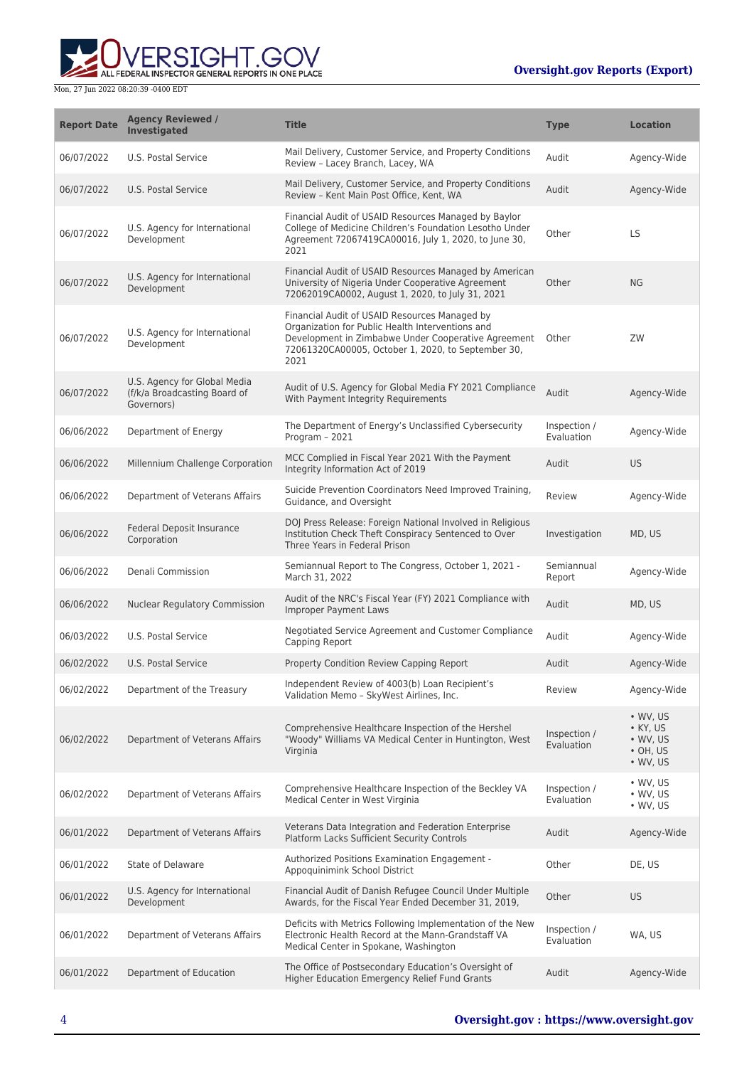| Report Date | Agency Reviewed / Investigated | Title | Type | Location |
| --- | --- | --- | --- | --- |
| 06/07/2022 | U.S. Postal Service | Mail Delivery, Customer Service, and Property Conditions Review – Lacey Branch, Lacey, WA | Audit | Agency-Wide |
| 06/07/2022 | U.S. Postal Service | Mail Delivery, Customer Service, and Property Conditions Review – Kent Main Post Office, Kent, WA | Audit | Agency-Wide |
| 06/07/2022 | U.S. Agency for International Development | Financial Audit of USAID Resources Managed by Baylor College of Medicine Children's Foundation Lesotho Under Agreement 72067419CA00016, July 1, 2020, to June 30, 2021 | Other | LS |
| 06/07/2022 | U.S. Agency for International Development | Financial Audit of USAID Resources Managed by American University of Nigeria Under Cooperative Agreement 72062019CA0002, August 1, 2020, to July 31, 2021 | Other | NG |
| 06/07/2022 | U.S. Agency for International Development | Financial Audit of USAID Resources Managed by Organization for Public Health Interventions and Development in Zimbabwe Under Cooperative Agreement 72061320CA00005, October 1, 2020, to September 30, 2021 | Other | ZW |
| 06/07/2022 | U.S. Agency for Global Media (f/k/a Broadcasting Board of Governors) | Audit of U.S. Agency for Global Media FY 2021 Compliance With Payment Integrity Requirements | Audit | Agency-Wide |
| 06/06/2022 | Department of Energy | The Department of Energy's Unclassified Cybersecurity Program – 2021 | Inspection / Evaluation | Agency-Wide |
| 06/06/2022 | Millennium Challenge Corporation | MCC Complied in Fiscal Year 2021 With the Payment Integrity Information Act of 2019 | Audit | US |
| 06/06/2022 | Department of Veterans Affairs | Suicide Prevention Coordinators Need Improved Training, Guidance, and Oversight | Review | Agency-Wide |
| 06/06/2022 | Federal Deposit Insurance Corporation | DOJ Press Release: Foreign National Involved in Religious Institution Check Theft Conspiracy Sentenced to Over Three Years in Federal Prison | Investigation | MD, US |
| 06/06/2022 | Denali Commission | Semiannual Report to The Congress, October 1, 2021 - March 31, 2022 | Semiannual Report | Agency-Wide |
| 06/06/2022 | Nuclear Regulatory Commission | Audit of the NRC's Fiscal Year (FY) 2021 Compliance with Improper Payment Laws | Audit | MD, US |
| 06/03/2022 | U.S. Postal Service | Negotiated Service Agreement and Customer Compliance Capping Report | Audit | Agency-Wide |
| 06/02/2022 | U.S. Postal Service | Property Condition Review Capping Report | Audit | Agency-Wide |
| 06/02/2022 | Department of the Treasury | Independent Review of 4003(b) Loan Recipient's Validation Memo – SkyWest Airlines, Inc. | Review | Agency-Wide |
| 06/02/2022 | Department of Veterans Affairs | Comprehensive Healthcare Inspection of the Hershel "Woody" Williams VA Medical Center in Huntington, West Virginia | Inspection / Evaluation | • WV, US<br>• KY, US<br>• WV, US<br>• OH, US<br>• WV, US |
| 06/02/2022 | Department of Veterans Affairs | Comprehensive Healthcare Inspection of the Beckley VA Medical Center in West Virginia | Inspection / Evaluation | • WV, US<br>• WV, US<br>• WV, US |
| 06/01/2022 | Department of Veterans Affairs | Veterans Data Integration and Federation Enterprise Platform Lacks Sufficient Security Controls | Audit | Agency-Wide |
| 06/01/2022 | State of Delaware | Authorized Positions Examination Engagement - Appoquinimink School District | Other | DE, US |
| 06/01/2022 | U.S. Agency for International Development | Financial Audit of Danish Refugee Council Under Multiple Awards, for the Fiscal Year Ended December 31, 2019, | Other | US |
| 06/01/2022 | Department of Veterans Affairs | Deficits with Metrics Following Implementation of the New Electronic Health Record at the Mann-Grandstaff VA Medical Center in Spokane, Washington | Inspection / Evaluation | WA, US |
| 06/01/2022 | Department of Education | The Office of Postsecondary Education's Oversight of Higher Education Emergency Relief Fund Grants | Audit | Agency-Wide |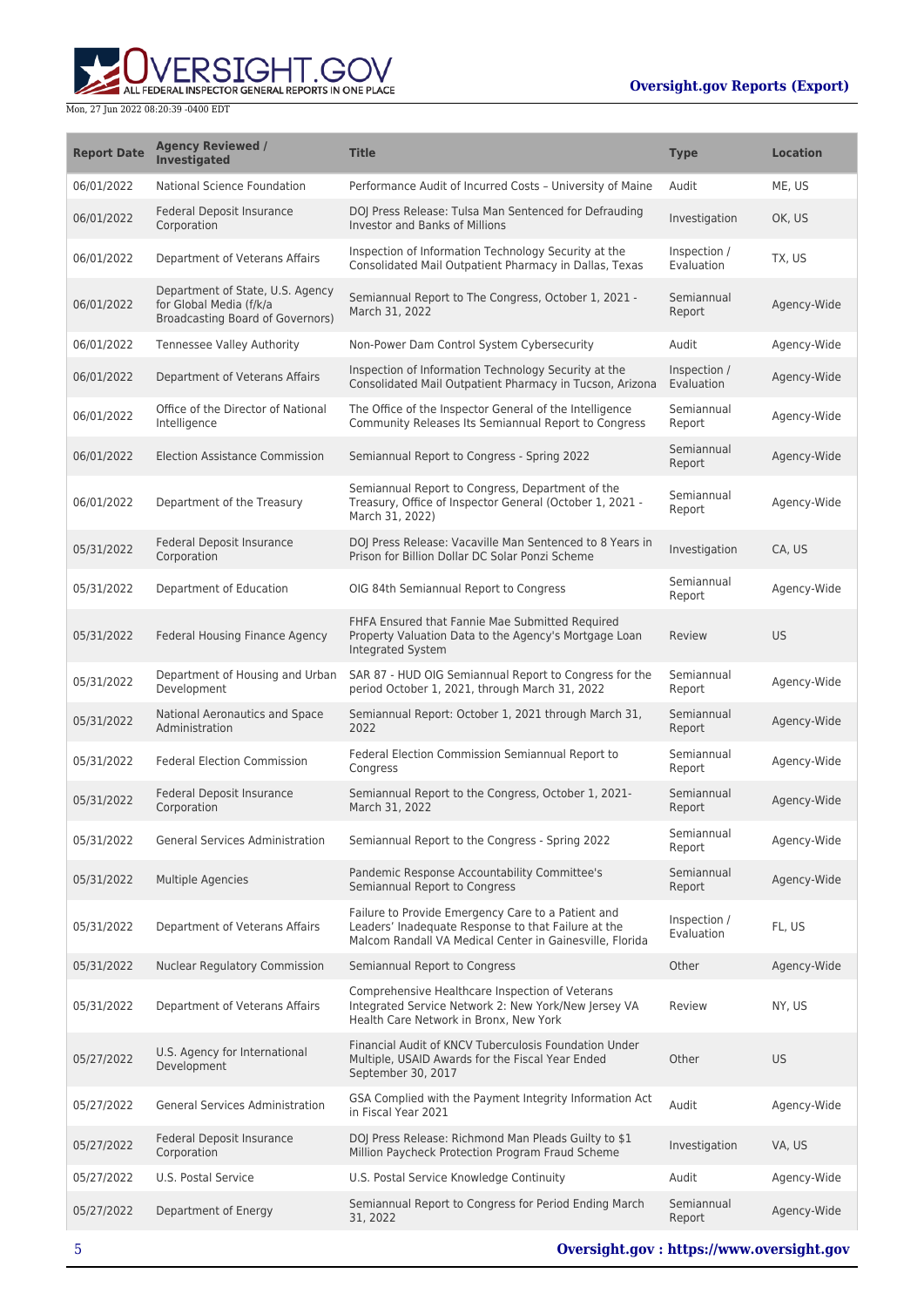| Report Date | Agency Reviewed / Investigated | Title | Type | Location |
| --- | --- | --- | --- | --- |
| 06/01/2022 | National Science Foundation | Performance Audit of Incurred Costs – University of Maine | Audit | ME, US |
| 06/01/2022 | Federal Deposit Insurance Corporation | DOJ Press Release: Tulsa Man Sentenced for Defrauding Investor and Banks of Millions | Investigation | OK, US |
| 06/01/2022 | Department of Veterans Affairs | Inspection of Information Technology Security at the Consolidated Mail Outpatient Pharmacy in Dallas, Texas | Inspection / Evaluation | TX, US |
| 06/01/2022 | Department of State, U.S. Agency for Global Media (f/k/a Broadcasting Board of Governors) | Semiannual Report to The Congress, October 1, 2021 - March 31, 2022 | Semiannual Report | Agency-Wide |
| 06/01/2022 | Tennessee Valley Authority | Non-Power Dam Control System Cybersecurity | Audit | Agency-Wide |
| 06/01/2022 | Department of Veterans Affairs | Inspection of Information Technology Security at the Consolidated Mail Outpatient Pharmacy in Tucson, Arizona | Inspection / Evaluation | Agency-Wide |
| 06/01/2022 | Office of the Director of National Intelligence | The Office of the Inspector General of the Intelligence Community Releases Its Semiannual Report to Congress | Semiannual Report | Agency-Wide |
| 06/01/2022 | Election Assistance Commission | Semiannual Report to Congress - Spring 2022 | Semiannual Report | Agency-Wide |
| 06/01/2022 | Department of the Treasury | Semiannual Report to Congress, Department of the Treasury, Office of Inspector General (October 1, 2021 - March 31, 2022) | Semiannual Report | Agency-Wide |
| 05/31/2022 | Federal Deposit Insurance Corporation | DOJ Press Release: Vacaville Man Sentenced to 8 Years in Prison for Billion Dollar DC Solar Ponzi Scheme | Investigation | CA, US |
| 05/31/2022 | Department of Education | OIG 84th Semiannual Report to Congress | Semiannual Report | Agency-Wide |
| 05/31/2022 | Federal Housing Finance Agency | FHFA Ensured that Fannie Mae Submitted Required Property Valuation Data to the Agency's Mortgage Loan Integrated System | Review | US |
| 05/31/2022 | Department of Housing and Urban Development | SAR 87 - HUD OIG Semiannual Report to Congress for the period October 1, 2021, through March 31, 2022 | Semiannual Report | Agency-Wide |
| 05/31/2022 | National Aeronautics and Space Administration | Semiannual Report: October 1, 2021 through March 31, 2022 | Semiannual Report | Agency-Wide |
| 05/31/2022 | Federal Election Commission | Federal Election Commission Semiannual Report to Congress | Semiannual Report | Agency-Wide |
| 05/31/2022 | Federal Deposit Insurance Corporation | Semiannual Report to the Congress, October 1, 2021- March 31, 2022 | Semiannual Report | Agency-Wide |
| 05/31/2022 | General Services Administration | Semiannual Report to the Congress - Spring 2022 | Semiannual Report | Agency-Wide |
| 05/31/2022 | Multiple Agencies | Pandemic Response Accountability Committee's Semiannual Report to Congress | Semiannual Report | Agency-Wide |
| 05/31/2022 | Department of Veterans Affairs | Failure to Provide Emergency Care to a Patient and Leaders' Inadequate Response to that Failure at the Malcom Randall VA Medical Center in Gainesville, Florida | Inspection / Evaluation | FL, US |
| 05/31/2022 | Nuclear Regulatory Commission | Semiannual Report to Congress | Other | Agency-Wide |
| 05/31/2022 | Department of Veterans Affairs | Comprehensive Healthcare Inspection of Veterans Integrated Service Network 2: New York/New Jersey VA Health Care Network in Bronx, New York | Review | NY, US |
| 05/27/2022 | U.S. Agency for International Development | Financial Audit of KNCV Tuberculosis Foundation Under Multiple, USAID Awards for the Fiscal Year Ended September 30, 2017 | Other | US |
| 05/27/2022 | General Services Administration | GSA Complied with the Payment Integrity Information Act in Fiscal Year 2021 | Audit | Agency-Wide |
| 05/27/2022 | Federal Deposit Insurance Corporation | DOJ Press Release: Richmond Man Pleads Guilty to $1 Million Paycheck Protection Program Fraud Scheme | Investigation | VA, US |
| 05/27/2022 | U.S. Postal Service | U.S. Postal Service Knowledge Continuity | Audit | Agency-Wide |
| 05/27/2022 | Department of Energy | Semiannual Report to Congress for Period Ending March 31, 2022 | Semiannual Report | Agency-Wide |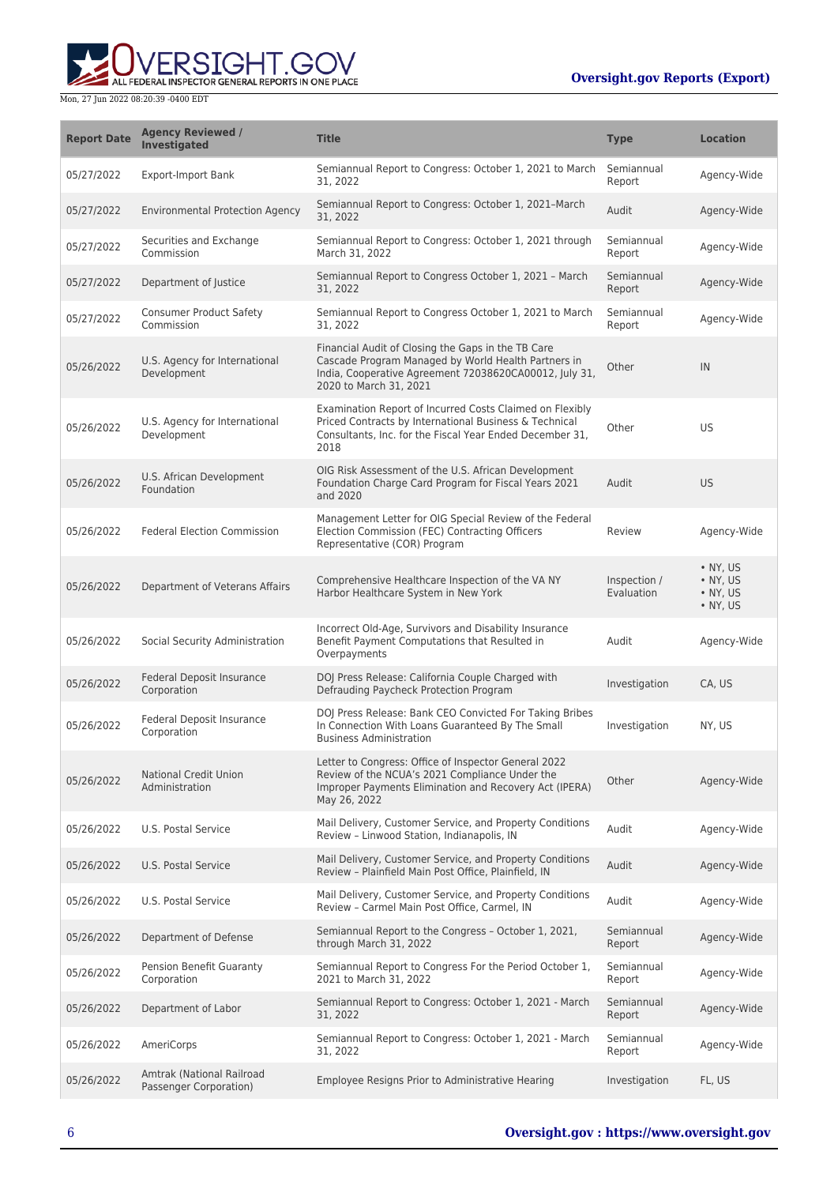| Report Date | Agency Reviewed / Investigated | Title | Type | Location |
| --- | --- | --- | --- | --- |
| 05/27/2022 | Export-Import Bank | Semiannual Report to Congress: October 1, 2021 to March 31, 2022 | Semiannual Report | Agency-Wide |
| 05/27/2022 | Environmental Protection Agency | Semiannual Report to Congress: October 1, 2021–March 31, 2022 | Audit | Agency-Wide |
| 05/27/2022 | Securities and Exchange Commission | Semiannual Report to Congress: October 1, 2021 through March 31, 2022 | Semiannual Report | Agency-Wide |
| 05/27/2022 | Department of Justice | Semiannual Report to Congress October 1, 2021 – March 31, 2022 | Semiannual Report | Agency-Wide |
| 05/27/2022 | Consumer Product Safety Commission | Semiannual Report to Congress October 1, 2021 to March 31, 2022 | Semiannual Report | Agency-Wide |
| 05/26/2022 | U.S. Agency for International Development | Financial Audit of Closing the Gaps in the TB Care Cascade Program Managed by World Health Partners in India, Cooperative Agreement 72038620CA00012, July 31, 2020 to March 31, 2021 | Other | IN |
| 05/26/2022 | U.S. Agency for International Development | Examination Report of Incurred Costs Claimed on Flexibly Priced Contracts by International Business & Technical Consultants, Inc. for the Fiscal Year Ended December 31, 2018 | Other | US |
| 05/26/2022 | U.S. African Development Foundation | OIG Risk Assessment of the U.S. African Development Foundation Charge Card Program for Fiscal Years 2021 and 2020 | Audit | US |
| 05/26/2022 | Federal Election Commission | Management Letter for OIG Special Review of the Federal Election Commission (FEC) Contracting Officers Representative (COR) Program | Review | Agency-Wide |
| 05/26/2022 | Department of Veterans Affairs | Comprehensive Healthcare Inspection of the VA NY Harbor Healthcare System in New York | Inspection / Evaluation | • NY, US<br>• NY, US<br>• NY, US<br>• NY, US |
| 05/26/2022 | Social Security Administration | Incorrect Old-Age, Survivors and Disability Insurance Benefit Payment Computations that Resulted in Overpayments | Audit | Agency-Wide |
| 05/26/2022 | Federal Deposit Insurance Corporation | DOJ Press Release: California Couple Charged with Defrauding Paycheck Protection Program | Investigation | CA, US |
| 05/26/2022 | Federal Deposit Insurance Corporation | DOJ Press Release: Bank CEO Convicted For Taking Bribes In Connection With Loans Guaranteed By The Small Business Administration | Investigation | NY, US |
| 05/26/2022 | National Credit Union Administration | Letter to Congress: Office of Inspector General 2022 Review of the NCUA's 2021 Compliance Under the Improper Payments Elimination and Recovery Act (IPERA) May 26, 2022 | Other | Agency-Wide |
| 05/26/2022 | U.S. Postal Service | Mail Delivery, Customer Service, and Property Conditions Review – Linwood Station, Indianapolis, IN | Audit | Agency-Wide |
| 05/26/2022 | U.S. Postal Service | Mail Delivery, Customer Service, and Property Conditions Review – Plainfield Main Post Office, Plainfield, IN | Audit | Agency-Wide |
| 05/26/2022 | U.S. Postal Service | Mail Delivery, Customer Service, and Property Conditions Review – Carmel Main Post Office, Carmel, IN | Audit | Agency-Wide |
| 05/26/2022 | Department of Defense | Semiannual Report to the Congress – October 1, 2021, through March 31, 2022 | Semiannual Report | Agency-Wide |
| 05/26/2022 | Pension Benefit Guaranty Corporation | Semiannual Report to Congress For the Period October 1, 2021 to March 31, 2022 | Semiannual Report | Agency-Wide |
| 05/26/2022 | Department of Labor | Semiannual Report to Congress: October 1, 2021 - March 31, 2022 | Semiannual Report | Agency-Wide |
| 05/26/2022 | AmeriCorps | Semiannual Report to Congress: October 1, 2021 - March 31, 2022 | Semiannual Report | Agency-Wide |
| 05/26/2022 | Amtrak (National Railroad Passenger Corporation) | Employee Resigns Prior to Administrative Hearing | Investigation | FL, US |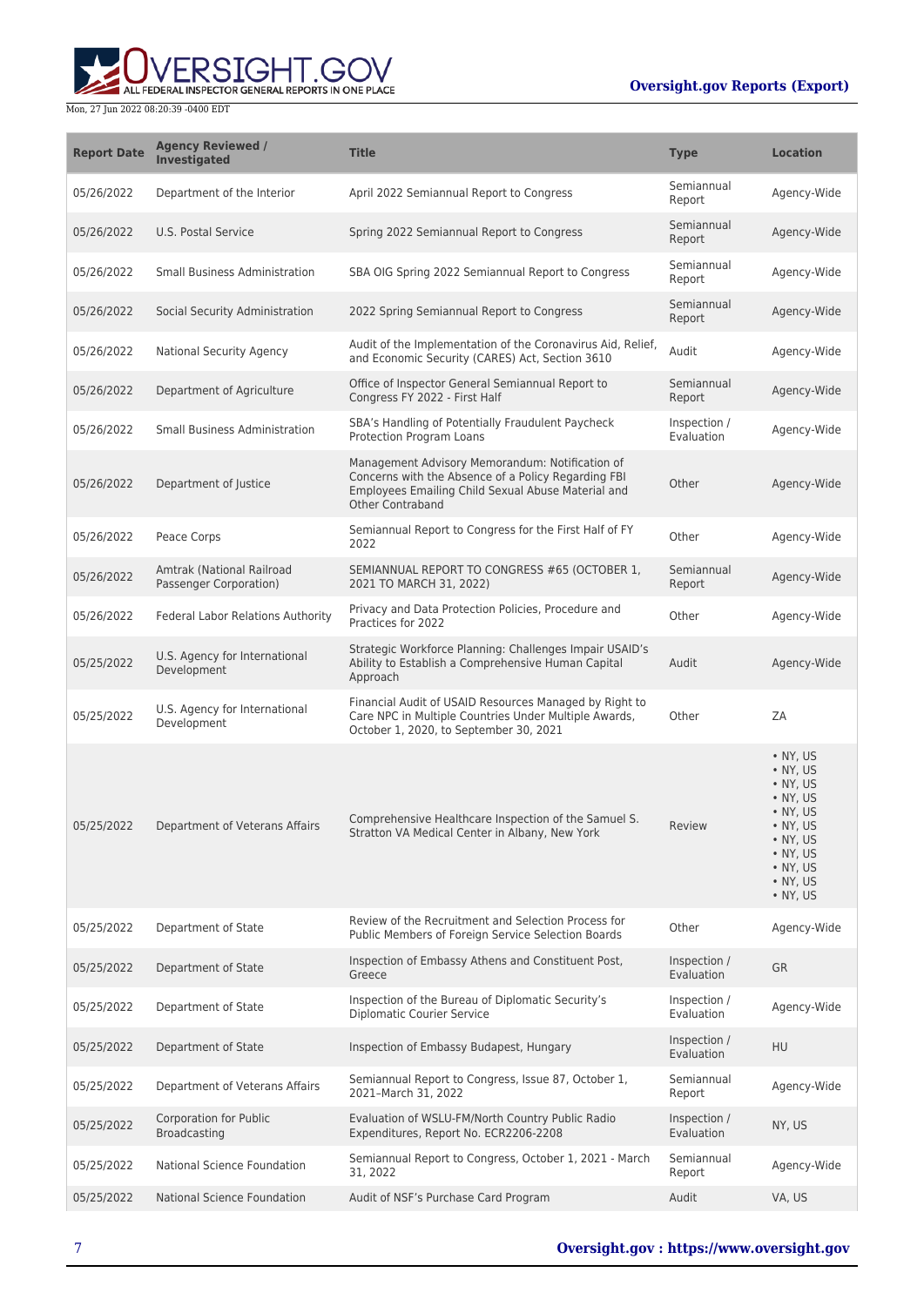| Report Date | Agency Reviewed / Investigated | Title | Type | Location |
| --- | --- | --- | --- | --- |
| 05/26/2022 | Department of the Interior | April 2022 Semiannual Report to Congress | Semiannual Report | Agency-Wide |
| 05/26/2022 | U.S. Postal Service | Spring 2022 Semiannual Report to Congress | Semiannual Report | Agency-Wide |
| 05/26/2022 | Small Business Administration | SBA OIG Spring 2022 Semiannual Report to Congress | Semiannual Report | Agency-Wide |
| 05/26/2022 | Social Security Administration | 2022 Spring Semiannual Report to Congress | Semiannual Report | Agency-Wide |
| 05/26/2022 | National Security Agency | Audit of the Implementation of the Coronavirus Aid, Relief, and Economic Security (CARES) Act, Section 3610 | Audit | Agency-Wide |
| 05/26/2022 | Department of Agriculture | Office of Inspector General Semiannual Report to Congress FY 2022 - First Half | Semiannual Report | Agency-Wide |
| 05/26/2022 | Small Business Administration | SBA's Handling of Potentially Fraudulent Paycheck Protection Program Loans | Inspection / Evaluation | Agency-Wide |
| 05/26/2022 | Department of Justice | Management Advisory Memorandum: Notification of Concerns with the Absence of a Policy Regarding FBI Employees Emailing Child Sexual Abuse Material and Other Contraband | Other | Agency-Wide |
| 05/26/2022 | Peace Corps | Semiannual Report to Congress for the First Half of FY 2022 | Other | Agency-Wide |
| 05/26/2022 | Amtrak (National Railroad Passenger Corporation) | SEMIANNUAL REPORT TO CONGRESS #65 (OCTOBER 1, 2021 TO MARCH 31, 2022) | Semiannual Report | Agency-Wide |
| 05/26/2022 | Federal Labor Relations Authority | Privacy and Data Protection Policies, Procedure and Practices for 2022 | Other | Agency-Wide |
| 05/25/2022 | U.S. Agency for International Development | Strategic Workforce Planning: Challenges Impair USAID's Ability to Establish a Comprehensive Human Capital Approach | Audit | Agency-Wide |
| 05/25/2022 | U.S. Agency for International Development | Financial Audit of USAID Resources Managed by Right to Care NPC in Multiple Countries Under Multiple Awards, October 1, 2020, to September 30, 2021 | Other | ZA |
| 05/25/2022 | Department of Veterans Affairs | Comprehensive Healthcare Inspection of the Samuel S. Stratton VA Medical Center in Albany, New York | Review | • NY, US • NY, US • NY, US • NY, US • NY, US • NY, US • NY, US • NY, US • NY, US • NY, US • NY, US |
| 05/25/2022 | Department of State | Review of the Recruitment and Selection Process for Public Members of Foreign Service Selection Boards | Other | Agency-Wide |
| 05/25/2022 | Department of State | Inspection of Embassy Athens and Constituent Post, Greece | Inspection / Evaluation | GR |
| 05/25/2022 | Department of State | Inspection of the Bureau of Diplomatic Security's Diplomatic Courier Service | Inspection / Evaluation | Agency-Wide |
| 05/25/2022 | Department of State | Inspection of Embassy Budapest, Hungary | Inspection / Evaluation | HU |
| 05/25/2022 | Department of Veterans Affairs | Semiannual Report to Congress, Issue 87, October 1, 2021–March 31, 2022 | Semiannual Report | Agency-Wide |
| 05/25/2022 | Corporation for Public Broadcasting | Evaluation of WSLU-FM/North Country Public Radio Expenditures, Report No. ECR2206-2208 | Inspection / Evaluation | NY, US |
| 05/25/2022 | National Science Foundation | Semiannual Report to Congress, October 1, 2021 - March 31, 2022 | Semiannual Report | Agency-Wide |
| 05/25/2022 | National Science Foundation | Audit of NSF's Purchase Card Program | Audit | VA, US |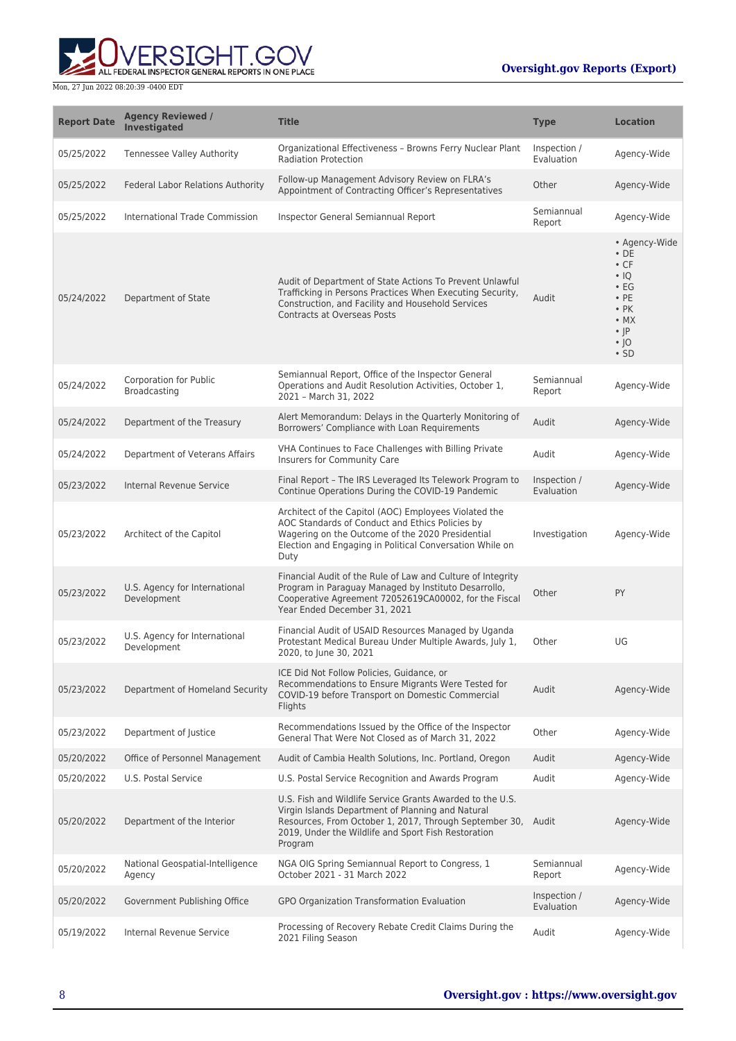| Report Date | Agency Reviewed / Investigated | Title | Type | Location |
| --- | --- | --- | --- | --- |
| 05/25/2022 | Tennessee Valley Authority | Organizational Effectiveness – Browns Ferry Nuclear Plant Radiation Protection | Inspection / Evaluation | Agency-Wide |
| 05/25/2022 | Federal Labor Relations Authority | Follow-up Management Advisory Review on FLRA's Appointment of Contracting Officer's Representatives | Other | Agency-Wide |
| 05/25/2022 | International Trade Commission | Inspector General Semiannual Report | Semiannual Report | Agency-Wide |
| 05/24/2022 | Department of State | Audit of Department of State Actions To Prevent Unlawful Trafficking in Persons Practices When Executing Security, Construction, and Facility and Household Services Contracts at Overseas Posts | Audit | • Agency-Wide<br>• DE<br>• CF<br>• IQ<br>• EG<br>• PE<br>• PK<br>• MX<br>• JP<br>• JO<br>• SD |
| 05/24/2022 | Corporation for Public Broadcasting | Semiannual Report, Office of the Inspector General Operations and Audit Resolution Activities, October 1, 2021 – March 31, 2022 | Semiannual Report | Agency-Wide |
| 05/24/2022 | Department of the Treasury | Alert Memorandum: Delays in the Quarterly Monitoring of Borrowers' Compliance with Loan Requirements | Audit | Agency-Wide |
| 05/24/2022 | Department of Veterans Affairs | VHA Continues to Face Challenges with Billing Private Insurers for Community Care | Audit | Agency-Wide |
| 05/23/2022 | Internal Revenue Service | Final Report – The IRS Leveraged Its Telework Program to Continue Operations During the COVID-19 Pandemic | Inspection / Evaluation | Agency-Wide |
| 05/23/2022 | Architect of the Capitol | Architect of the Capitol (AOC) Employees Violated the AOC Standards of Conduct and Ethics Policies by Wagering on the Outcome of the 2020 Presidential Election and Engaging in Political Conversation While on Duty | Investigation | Agency-Wide |
| 05/23/2022 | U.S. Agency for International Development | Financial Audit of the Rule of Law and Culture of Integrity Program in Paraguay Managed by Instituto Desarrollo, Cooperative Agreement 72052619CA00002, for the Fiscal Year Ended December 31, 2021 | Other | PY |
| 05/23/2022 | U.S. Agency for International Development | Financial Audit of USAID Resources Managed by Uganda Protestant Medical Bureau Under Multiple Awards, July 1, 2020, to June 30, 2021 | Other | UG |
| 05/23/2022 | Department of Homeland Security | ICE Did Not Follow Policies, Guidance, or Recommendations to Ensure Migrants Were Tested for COVID-19 before Transport on Domestic Commercial Flights | Audit | Agency-Wide |
| 05/23/2022 | Department of Justice | Recommendations Issued by the Office of the Inspector General That Were Not Closed as of March 31, 2022 | Other | Agency-Wide |
| 05/20/2022 | Office of Personnel Management | Audit of Cambia Health Solutions, Inc. Portland, Oregon | Audit | Agency-Wide |
| 05/20/2022 | U.S. Postal Service | U.S. Postal Service Recognition and Awards Program | Audit | Agency-Wide |
| 05/20/2022 | Department of the Interior | U.S. Fish and Wildlife Service Grants Awarded to the U.S. Virgin Islands Department of Planning and Natural Resources, From October 1, 2017, Through September 30, 2019, Under the Wildlife and Sport Fish Restoration Program | Audit | Agency-Wide |
| 05/20/2022 | National Geospatial-Intelligence Agency | NGA OIG Spring Semiannual Report to Congress, 1 October 2021 - 31 March 2022 | Semiannual Report | Agency-Wide |
| 05/20/2022 | Government Publishing Office | GPO Organization Transformation Evaluation | Inspection / Evaluation | Agency-Wide |
| 05/19/2022 | Internal Revenue Service | Processing of Recovery Rebate Credit Claims During the 2021 Filing Season | Audit | Agency-Wide |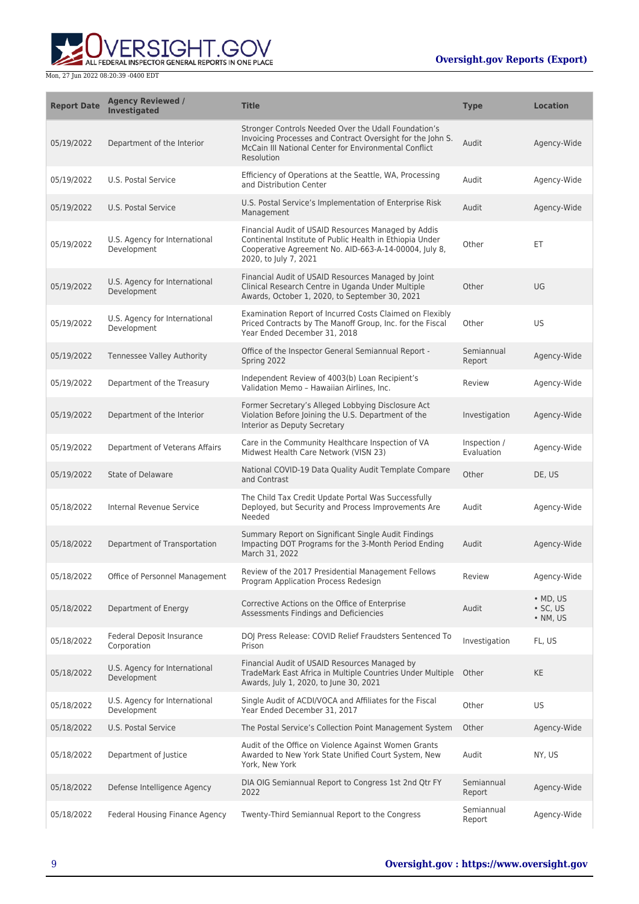| Report Date | Agency Reviewed / Investigated | Title | Type | Location |
|---|---|---|---|---|
| 05/19/2022 | Department of the Interior | Stronger Controls Needed Over the Udall Foundation's Invoicing Processes and Contract Oversight for the John S. McCain III National Center for Environmental Conflict Resolution | Audit | Agency-Wide |
| 05/19/2022 | U.S. Postal Service | Efficiency of Operations at the Seattle, WA, Processing and Distribution Center | Audit | Agency-Wide |
| 05/19/2022 | U.S. Postal Service | U.S. Postal Service's Implementation of Enterprise Risk Management | Audit | Agency-Wide |
| 05/19/2022 | U.S. Agency for International Development | Financial Audit of USAID Resources Managed by Addis Continental Institute of Public Health in Ethiopia Under Cooperative Agreement No. AID-663-A-14-00004, July 8, 2020, to July 7, 2021 | Other | ET |
| 05/19/2022 | U.S. Agency for International Development | Financial Audit of USAID Resources Managed by Joint Clinical Research Centre in Uganda Under Multiple Awards, October 1, 2020, to September 30, 2021 | Other | UG |
| 05/19/2022 | U.S. Agency for International Development | Examination Report of Incurred Costs Claimed on Flexibly Priced Contracts by The Manoff Group, Inc. for the Fiscal Year Ended December 31, 2018 | Other | US |
| 05/19/2022 | Tennessee Valley Authority | Office of the Inspector General Semiannual Report - Spring 2022 | Semiannual Report | Agency-Wide |
| 05/19/2022 | Department of the Treasury | Independent Review of 4003(b) Loan Recipient's Validation Memo – Hawaiian Airlines, Inc. | Review | Agency-Wide |
| 05/19/2022 | Department of the Interior | Former Secretary's Alleged Lobbying Disclosure Act Violation Before Joining the U.S. Department of the Interior as Deputy Secretary | Investigation | Agency-Wide |
| 05/19/2022 | Department of Veterans Affairs | Care in the Community Healthcare Inspection of VA Midwest Health Care Network (VISN 23) | Inspection / Evaluation | Agency-Wide |
| 05/19/2022 | State of Delaware | National COVID-19 Data Quality Audit Template Compare and Contrast | Other | DE, US |
| 05/18/2022 | Internal Revenue Service | The Child Tax Credit Update Portal Was Successfully Deployed, but Security and Process Improvements Are Needed | Audit | Agency-Wide |
| 05/18/2022 | Department of Transportation | Summary Report on Significant Single Audit Findings Impacting DOT Programs for the 3-Month Period Ending March 31, 2022 | Audit | Agency-Wide |
| 05/18/2022 | Office of Personnel Management | Review of the 2017 Presidential Management Fellows Program Application Process Redesign | Review | Agency-Wide |
| 05/18/2022 | Department of Energy | Corrective Actions on the Office of Enterprise Assessments Findings and Deficiencies | Audit | • MD, US<br>• SC, US<br>• NM, US |
| 05/18/2022 | Federal Deposit Insurance Corporation | DOJ Press Release: COVID Relief Fraudsters Sentenced To Prison | Investigation | FL, US |
| 05/18/2022 | U.S. Agency for International Development | Financial Audit of USAID Resources Managed by TradeMark East Africa in Multiple Countries Under Multiple Awards, July 1, 2020, to June 30, 2021 | Other | KE |
| 05/18/2022 | U.S. Agency for International Development | Single Audit of ACDI/VOCA and Affiliates for the Fiscal Year Ended December 31, 2017 | Other | US |
| 05/18/2022 | U.S. Postal Service | The Postal Service's Collection Point Management System | Other | Agency-Wide |
| 05/18/2022 | Department of Justice | Audit of the Office on Violence Against Women Grants Awarded to New York State Unified Court System, New York, New York | Audit | NY, US |
| 05/18/2022 | Defense Intelligence Agency | DIA OIG Semiannual Report to Congress 1st 2nd Qtr FY 2022 | Semiannual Report | Agency-Wide |
| 05/18/2022 | Federal Housing Finance Agency | Twenty-Third Semiannual Report to the Congress | Semiannual Report | Agency-Wide |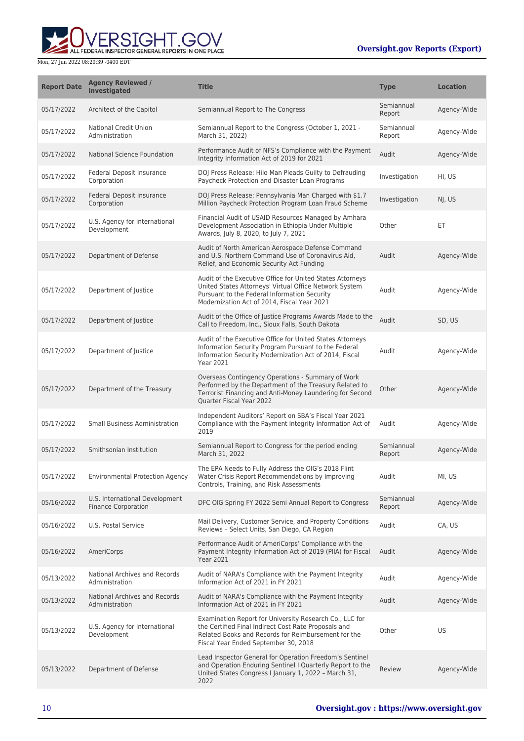| Report Date | Agency Reviewed / Investigated | Title | Type | Location |
| --- | --- | --- | --- | --- |
| 05/17/2022 | Architect of the Capitol | Semiannual Report to The Congress | Semiannual Report | Agency-Wide |
| 05/17/2022 | National Credit Union Administration | Semiannual Report to the Congress (October 1, 2021 - March 31, 2022) | Semiannual Report | Agency-Wide |
| 05/17/2022 | National Science Foundation | Performance Audit of NFS's Compliance with the Payment Integrity Information Act of 2019 for 2021 | Audit | Agency-Wide |
| 05/17/2022 | Federal Deposit Insurance Corporation | DOJ Press Release: Hilo Man Pleads Guilty to Defrauding Paycheck Protection and Disaster Loan Programs | Investigation | HI, US |
| 05/17/2022 | Federal Deposit Insurance Corporation | DOJ Press Release: Pennsylvania Man Charged with $1.7 Million Paycheck Protection Program Loan Fraud Scheme | Investigation | NJ, US |
| 05/17/2022 | U.S. Agency for International Development | Financial Audit of USAID Resources Managed by Amhara Development Association in Ethiopia Under Multiple Awards, July 8, 2020, to July 7, 2021 | Other | ET |
| 05/17/2022 | Department of Defense | Audit of North American Aerospace Defense Command and U.S. Northern Command Use of Coronavirus Aid, Relief, and Economic Security Act Funding | Audit | Agency-Wide |
| 05/17/2022 | Department of Justice | Audit of the Executive Office for United States Attorneys United States Attorneys' Virtual Office Network System Pursuant to the Federal Information Security Modernization Act of 2014, Fiscal Year 2021 | Audit | Agency-Wide |
| 05/17/2022 | Department of Justice | Audit of the Office of Justice Programs Awards Made to the Call to Freedom, Inc., Sioux Falls, South Dakota | Audit | SD, US |
| 05/17/2022 | Department of Justice | Audit of the Executive Office for United States Attorneys Information Security Program Pursuant to the Federal Information Security Modernization Act of 2014, Fiscal Year 2021 | Audit | Agency-Wide |
| 05/17/2022 | Department of the Treasury | Overseas Contingency Operations - Summary of Work Performed by the Department of the Treasury Related to Terrorist Financing and Anti-Money Laundering for Second Quarter Fiscal Year 2022 | Other | Agency-Wide |
| 05/17/2022 | Small Business Administration | Independent Auditors' Report on SBA's Fiscal Year 2021 Compliance with the Payment Integrity Information Act of 2019 | Audit | Agency-Wide |
| 05/17/2022 | Smithsonian Institution | Semiannual Report to Congress for the period ending March 31, 2022 | Semiannual Report | Agency-Wide |
| 05/17/2022 | Environmental Protection Agency | The EPA Needs to Fully Address the OIG's 2018 Flint Water Crisis Report Recommendations by Improving Controls, Training, and Risk Assessments | Audit | MI, US |
| 05/16/2022 | U.S. International Development Finance Corporation | DFC OIG Spring FY 2022 Semi Annual Report to Congress | Semiannual Report | Agency-Wide |
| 05/16/2022 | U.S. Postal Service | Mail Delivery, Customer Service, and Property Conditions Reviews – Select Units, San Diego, CA Region | Audit | CA, US |
| 05/16/2022 | AmeriCorps | Performance Audit of AmeriCorps' Compliance with the Payment Integrity Information Act of 2019 (PIIA) for Fiscal Year 2021 | Audit | Agency-Wide |
| 05/13/2022 | National Archives and Records Administration | Audit of NARA's Compliance with the Payment Integrity Information Act of 2021 in FY 2021 | Audit | Agency-Wide |
| 05/13/2022 | National Archives and Records Administration | Audit of NARA's Compliance with the Payment Integrity Information Act of 2021 in FY 2021 | Audit | Agency-Wide |
| 05/13/2022 | U.S. Agency for International Development | Examination Report for University Research Co., LLC for the Certified Final Indirect Cost Rate Proposals and Related Books and Records for Reimbursement for the Fiscal Year Ended September 30, 2018 | Other | US |
| 05/13/2022 | Department of Defense | Lead Inspector General for Operation Freedom's Sentinel and Operation Enduring Sentinel I Quarterly Report to the United States Congress I January 1, 2022 – March 31, 2022 | Review | Agency-Wide |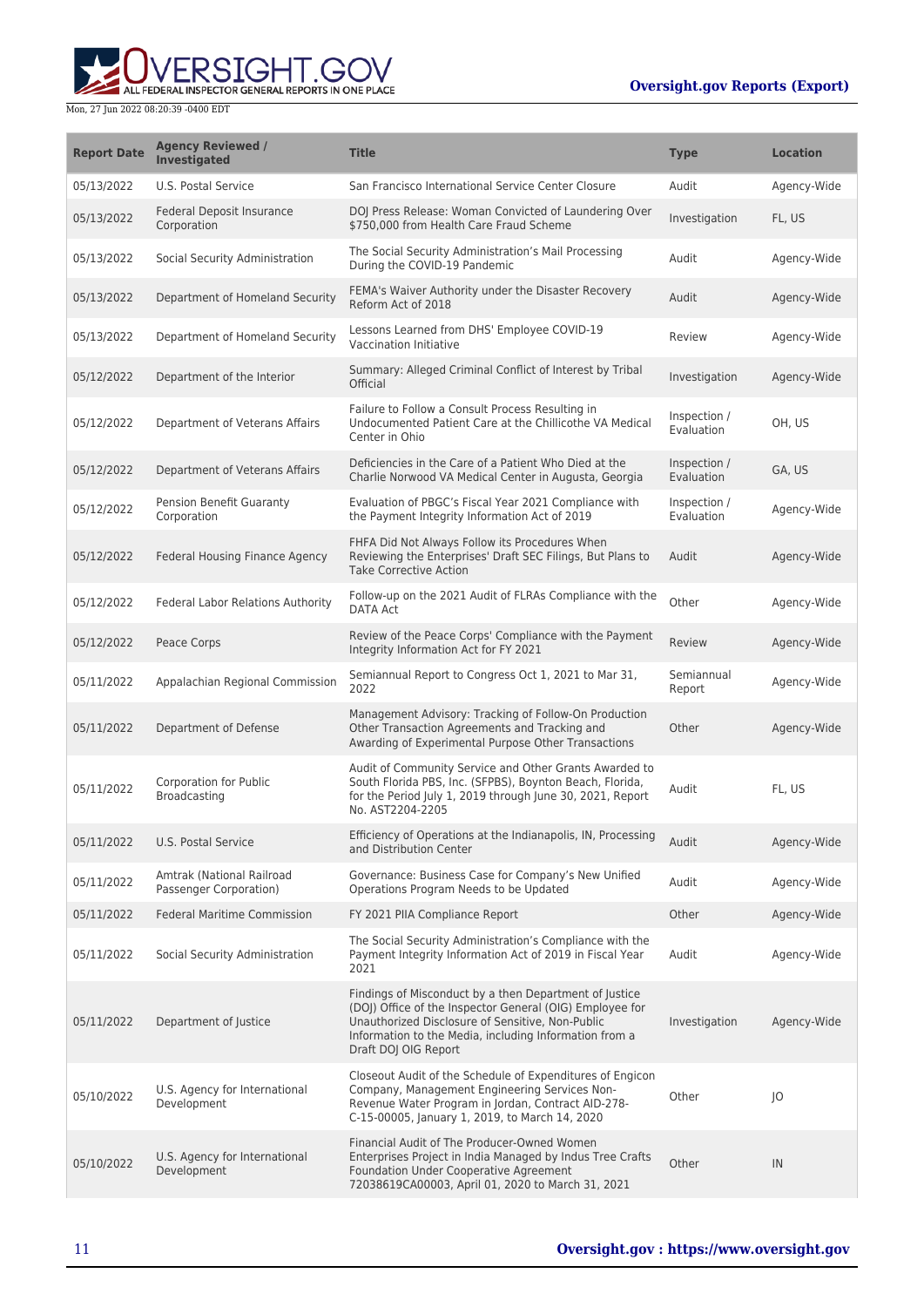| Report Date | Agency Reviewed / Investigated | Title | Type | Location |
| --- | --- | --- | --- | --- |
| 05/13/2022 | U.S. Postal Service | San Francisco International Service Center Closure | Audit | Agency-Wide |
| 05/13/2022 | Federal Deposit Insurance Corporation | DOJ Press Release: Woman Convicted of Laundering Over $750,000 from Health Care Fraud Scheme | Investigation | FL, US |
| 05/13/2022 | Social Security Administration | The Social Security Administration's Mail Processing During the COVID-19 Pandemic | Audit | Agency-Wide |
| 05/13/2022 | Department of Homeland Security | FEMA's Waiver Authority under the Disaster Recovery Reform Act of 2018 | Audit | Agency-Wide |
| 05/13/2022 | Department of Homeland Security | Lessons Learned from DHS' Employee COVID-19 Vaccination Initiative | Review | Agency-Wide |
| 05/12/2022 | Department of the Interior | Summary: Alleged Criminal Conflict of Interest by Tribal Official | Investigation | Agency-Wide |
| 05/12/2022 | Department of Veterans Affairs | Failure to Follow a Consult Process Resulting in Undocumented Patient Care at the Chillicothe VA Medical Center in Ohio | Inspection / Evaluation | OH, US |
| 05/12/2022 | Department of Veterans Affairs | Deficiencies in the Care of a Patient Who Died at the Charlie Norwood VA Medical Center in Augusta, Georgia | Inspection / Evaluation | GA, US |
| 05/12/2022 | Pension Benefit Guaranty Corporation | Evaluation of PBGC's Fiscal Year 2021 Compliance with the Payment Integrity Information Act of 2019 | Inspection / Evaluation | Agency-Wide |
| 05/12/2022 | Federal Housing Finance Agency | FHFA Did Not Always Follow its Procedures When Reviewing the Enterprises' Draft SEC Filings, But Plans to Take Corrective Action | Audit | Agency-Wide |
| 05/12/2022 | Federal Labor Relations Authority | Follow-up on the 2021 Audit of FLRAs Compliance with the DATA Act | Other | Agency-Wide |
| 05/12/2022 | Peace Corps | Review of the Peace Corps' Compliance with the Payment Integrity Information Act for FY 2021 | Review | Agency-Wide |
| 05/11/2022 | Appalachian Regional Commission | Semiannual Report to Congress Oct 1, 2021 to Mar 31, 2022 | Semiannual Report | Agency-Wide |
| 05/11/2022 | Department of Defense | Management Advisory: Tracking of Follow-On Production Other Transaction Agreements and Tracking and Awarding of Experimental Purpose Other Transactions | Other | Agency-Wide |
| 05/11/2022 | Corporation for Public Broadcasting | Audit of Community Service and Other Grants Awarded to South Florida PBS, Inc. (SFPBS), Boynton Beach, Florida, for the Period July 1, 2019 through June 30, 2021, Report No. AST2204-2205 | Audit | FL, US |
| 05/11/2022 | U.S. Postal Service | Efficiency of Operations at the Indianapolis, IN, Processing and Distribution Center | Audit | Agency-Wide |
| 05/11/2022 | Amtrak (National Railroad Passenger Corporation) | Governance: Business Case for Company's New Unified Operations Program Needs to be Updated | Audit | Agency-Wide |
| 05/11/2022 | Federal Maritime Commission | FY 2021 PIIA Compliance Report | Other | Agency-Wide |
| 05/11/2022 | Social Security Administration | The Social Security Administration's Compliance with the Payment Integrity Information Act of 2019 in Fiscal Year 2021 | Audit | Agency-Wide |
| 05/11/2022 | Department of Justice | Findings of Misconduct by a then Department of Justice (DOJ) Office of the Inspector General (OIG) Employee for Unauthorized Disclosure of Sensitive, Non-Public Information to the Media, including Information from a Draft DOJ OIG Report | Investigation | Agency-Wide |
| 05/10/2022 | U.S. Agency for International Development | Closeout Audit of the Schedule of Expenditures of Engicon Company, Management Engineering Services Non-Revenue Water Program in Jordan, Contract AID-278-C-15-00005, January 1, 2019, to March 14, 2020 | Other | JO |
| 05/10/2022 | U.S. Agency for International Development | Financial Audit of The Producer-Owned Women Enterprises Project in India Managed by Indus Tree Crafts Foundation Under Cooperative Agreement 72038619CA00003, April 01, 2020 to March 31, 2021 | Other | IN |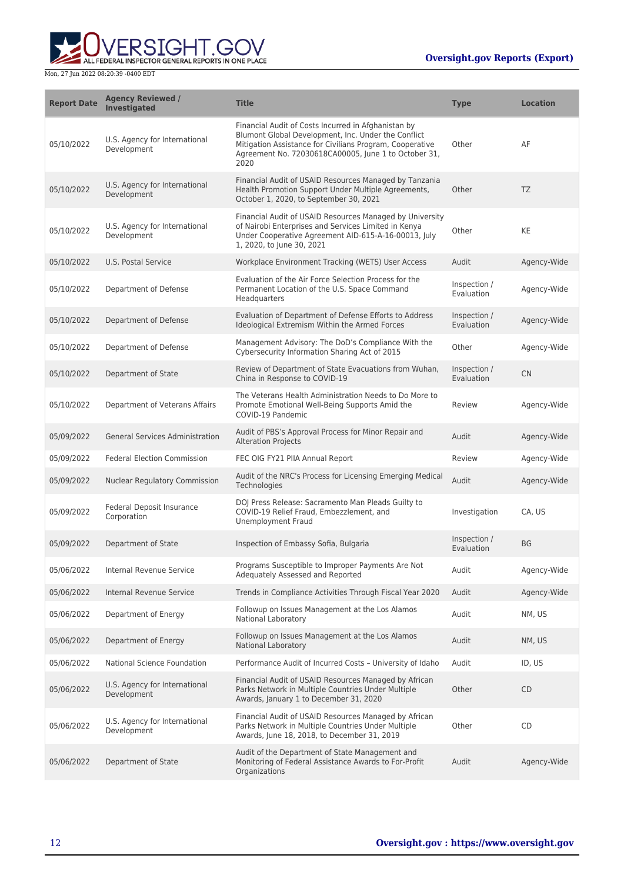| Report Date | Agency Reviewed / Investigated | Title | Type | Location |
|---|---|---|---|---|
| 05/10/2022 | U.S. Agency for International Development | Financial Audit of Costs Incurred in Afghanistan by Blumont Global Development, Inc. Under the Conflict Mitigation Assistance for Civilians Program, Cooperative Agreement No. 72030618CA00005, June 1 to October 31, 2020 | Other | AF |
| 05/10/2022 | U.S. Agency for International Development | Financial Audit of USAID Resources Managed by Tanzania Health Promotion Support Under Multiple Agreements, October 1, 2020, to September 30, 2021 | Other | TZ |
| 05/10/2022 | U.S. Agency for International Development | Financial Audit of USAID Resources Managed by University of Nairobi Enterprises and Services Limited in Kenya Under Cooperative Agreement AID-615-A-16-00013, July 1, 2020, to June 30, 2021 | Other | KE |
| 05/10/2022 | U.S. Postal Service | Workplace Environment Tracking (WETS) User Access | Audit | Agency-Wide |
| 05/10/2022 | Department of Defense | Evaluation of the Air Force Selection Process for the Permanent Location of the U.S. Space Command Headquarters | Inspection / Evaluation | Agency-Wide |
| 05/10/2022 | Department of Defense | Evaluation of Department of Defense Efforts to Address Ideological Extremism Within the Armed Forces | Inspection / Evaluation | Agency-Wide |
| 05/10/2022 | Department of Defense | Management Advisory: The DoD's Compliance With the Cybersecurity Information Sharing Act of 2015 | Other | Agency-Wide |
| 05/10/2022 | Department of State | Review of Department of State Evacuations from Wuhan, China in Response to COVID-19 | Inspection / Evaluation | CN |
| 05/10/2022 | Department of Veterans Affairs | The Veterans Health Administration Needs to Do More to Promote Emotional Well-Being Supports Amid the COVID-19 Pandemic | Review | Agency-Wide |
| 05/09/2022 | General Services Administration | Audit of PBS's Approval Process for Minor Repair and Alteration Projects | Audit | Agency-Wide |
| 05/09/2022 | Federal Election Commission | FEC OIG FY21 PIIA Annual Report | Review | Agency-Wide |
| 05/09/2022 | Nuclear Regulatory Commission | Audit of the NRC's Process for Licensing Emerging Medical Technologies | Audit | Agency-Wide |
| 05/09/2022 | Federal Deposit Insurance Corporation | DOJ Press Release: Sacramento Man Pleads Guilty to COVID-19 Relief Fraud, Embezzlement, and Unemployment Fraud | Investigation | CA, US |
| 05/09/2022 | Department of State | Inspection of Embassy Sofia, Bulgaria | Inspection / Evaluation | BG |
| 05/06/2022 | Internal Revenue Service | Programs Susceptible to Improper Payments Are Not Adequately Assessed and Reported | Audit | Agency-Wide |
| 05/06/2022 | Internal Revenue Service | Trends in Compliance Activities Through Fiscal Year 2020 | Audit | Agency-Wide |
| 05/06/2022 | Department of Energy | Followup on Issues Management at the Los Alamos National Laboratory | Audit | NM, US |
| 05/06/2022 | Department of Energy | Followup on Issues Management at the Los Alamos National Laboratory | Audit | NM, US |
| 05/06/2022 | National Science Foundation | Performance Audit of Incurred Costs – University of Idaho | Audit | ID, US |
| 05/06/2022 | U.S. Agency for International Development | Financial Audit of USAID Resources Managed by African Parks Network in Multiple Countries Under Multiple Awards, January 1 to December 31, 2020 | Other | CD |
| 05/06/2022 | U.S. Agency for International Development | Financial Audit of USAID Resources Managed by African Parks Network in Multiple Countries Under Multiple Awards, June 18, 2018, to December 31, 2019 | Other | CD |
| 05/06/2022 | Department of State | Audit of the Department of State Management and Monitoring of Federal Assistance Awards to For-Profit Organizations | Audit | Agency-Wide |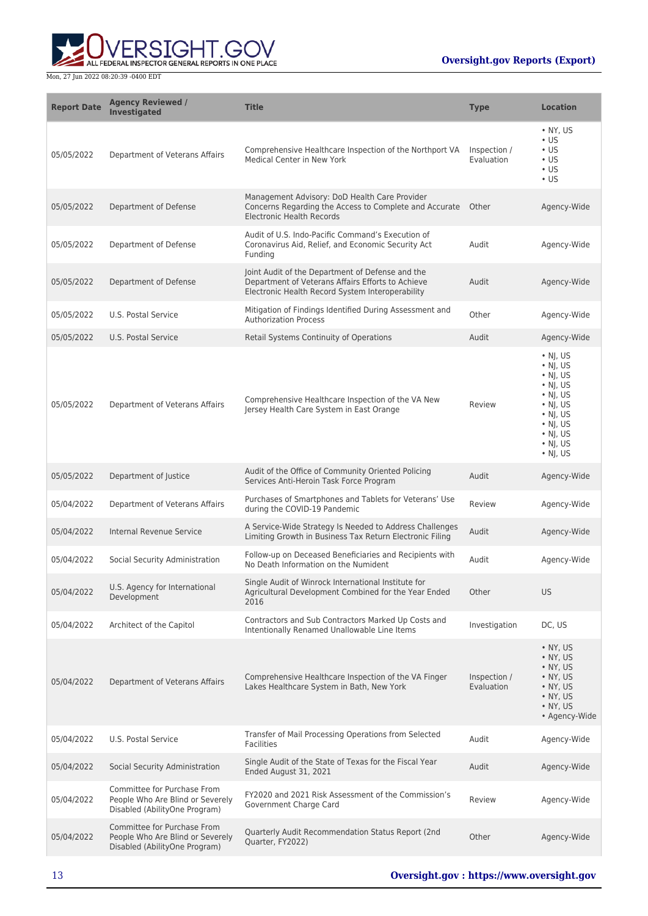| Report Date | Agency Reviewed / Investigated | Title | Type | Location |
|---|---|---|---|---|
| 05/05/2022 | Department of Veterans Affairs | Comprehensive Healthcare Inspection of the Northport VA Medical Center in New York | Inspection / Evaluation | • NY, US<br>• US<br>• US<br>• US<br>• US<br>• US |
| 05/05/2022 | Department of Defense | Management Advisory: DoD Health Care Provider Concerns Regarding the Access to Complete and Accurate Electronic Health Records | Other | Agency-Wide |
| 05/05/2022 | Department of Defense | Audit of U.S. Indo-Pacific Command's Execution of Coronavirus Aid, Relief, and Economic Security Act Funding | Audit | Agency-Wide |
| 05/05/2022 | Department of Defense | Joint Audit of the Department of Defense and the Department of Veterans Affairs Efforts to Achieve Electronic Health Record System Interoperability | Audit | Agency-Wide |
| 05/05/2022 | U.S. Postal Service | Mitigation of Findings Identified During Assessment and Authorization Process | Other | Agency-Wide |
| 05/05/2022 | U.S. Postal Service | Retail Systems Continuity of Operations | Audit | Agency-Wide |
| 05/05/2022 | Department of Veterans Affairs | Comprehensive Healthcare Inspection of the VA New Jersey Health Care System in East Orange | Review | • NJ, US<br>• NJ, US<br>• NJ, US<br>• NJ, US<br>• NJ, US<br>• NJ, US<br>• NJ, US<br>• NJ, US<br>• NJ, US<br>• NJ, US<br>• NJ, US |
| 05/05/2022 | Department of Justice | Audit of the Office of Community Oriented Policing Services Anti-Heroin Task Force Program | Audit | Agency-Wide |
| 05/04/2022 | Department of Veterans Affairs | Purchases of Smartphones and Tablets for Veterans' Use during the COVID-19 Pandemic | Review | Agency-Wide |
| 05/04/2022 | Internal Revenue Service | A Service-Wide Strategy Is Needed to Address Challenges Limiting Growth in Business Tax Return Electronic Filing | Audit | Agency-Wide |
| 05/04/2022 | Social Security Administration | Follow-up on Deceased Beneficiaries and Recipients with No Death Information on the Numident | Audit | Agency-Wide |
| 05/04/2022 | U.S. Agency for International Development | Single Audit of Winrock International Institute for Agricultural Development Combined for the Year Ended 2016 | Other | US |
| 05/04/2022 | Architect of the Capitol | Contractors and Sub Contractors Marked Up Costs and Intentionally Renamed Unallowable Line Items | Investigation | DC, US |
| 05/04/2022 | Department of Veterans Affairs | Comprehensive Healthcare Inspection of the VA Finger Lakes Healthcare System in Bath, New York | Inspection / Evaluation | • NY, US<br>• NY, US<br>• NY, US<br>• NY, US<br>• NY, US<br>• NY, US<br>• NY, US<br>• Agency-Wide |
| 05/04/2022 | U.S. Postal Service | Transfer of Mail Processing Operations from Selected Facilities | Audit | Agency-Wide |
| 05/04/2022 | Social Security Administration | Single Audit of the State of Texas for the Fiscal Year Ended August 31, 2021 | Audit | Agency-Wide |
| 05/04/2022 | Committee for Purchase From People Who Are Blind or Severely Disabled (AbilityOne Program) | FY2020 and 2021 Risk Assessment of the Commission's Government Charge Card | Review | Agency-Wide |
| 05/04/2022 | Committee for Purchase From People Who Are Blind or Severely Disabled (AbilityOne Program) | Quarterly Audit Recommendation Status Report (2nd Quarter, FY2022) | Other | Agency-Wide |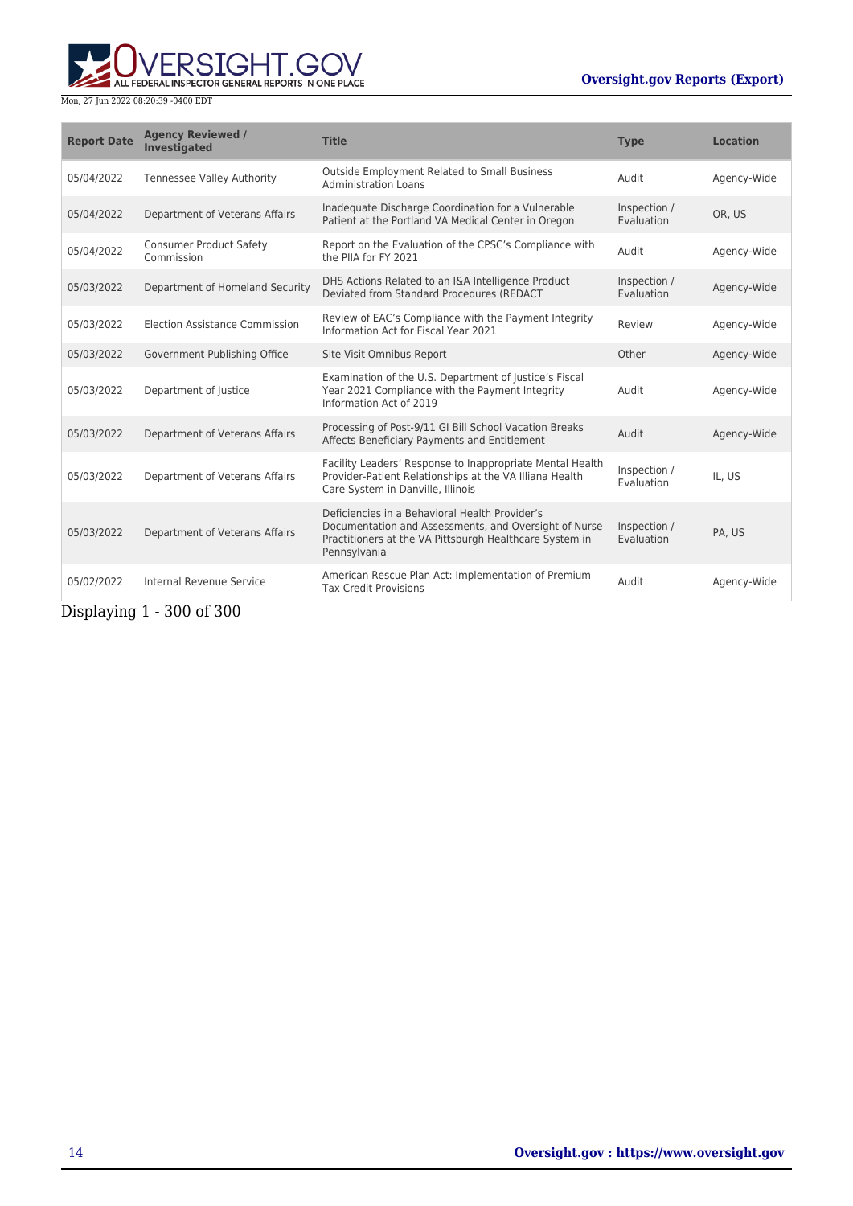| Report Date | Agency Reviewed / Investigated | Title | Type | Location |
|---|---|---|---|---|
| 05/04/2022 | Tennessee Valley Authority | Outside Employment Related to Small Business Administration Loans | Audit | Agency-Wide |
| 05/04/2022 | Department of Veterans Affairs | Inadequate Discharge Coordination for a Vulnerable Patient at the Portland VA Medical Center in Oregon | Inspection / Evaluation | OR, US |
| 05/04/2022 | Consumer Product Safety Commission | Report on the Evaluation of the CPSC's Compliance with the PIIA for FY 2021 | Audit | Agency-Wide |
| 05/03/2022 | Department of Homeland Security | DHS Actions Related to an I&A Intelligence Product Deviated from Standard Procedures (REDACT | Inspection / Evaluation | Agency-Wide |
| 05/03/2022 | Election Assistance Commission | Review of EAC's Compliance with the Payment Integrity Information Act for Fiscal Year 2021 | Review | Agency-Wide |
| 05/03/2022 | Government Publishing Office | Site Visit Omnibus Report | Other | Agency-Wide |
| 05/03/2022 | Department of Justice | Examination of the U.S. Department of Justice's Fiscal Year 2021 Compliance with the Payment Integrity Information Act of 2019 | Audit | Agency-Wide |
| 05/03/2022 | Department of Veterans Affairs | Processing of Post-9/11 GI Bill School Vacation Breaks Affects Beneficiary Payments and Entitlement | Audit | Agency-Wide |
| 05/03/2022 | Department of Veterans Affairs | Facility Leaders' Response to Inappropriate Mental Health Provider-Patient Relationships at the VA Illiana Health Care System in Danville, Illinois | Inspection / Evaluation | IL, US |
| 05/03/2022 | Department of Veterans Affairs | Deficiencies in a Behavioral Health Provider's Documentation and Assessments, and Oversight of Nurse Practitioners at the VA Pittsburgh Healthcare System in Pennsylvania | Inspection / Evaluation | PA, US |
| 05/02/2022 | Internal Revenue Service | American Rescue Plan Act: Implementation of Premium Tax Credit Provisions | Audit | Agency-Wide |

Displaying 1 - 300 of 300